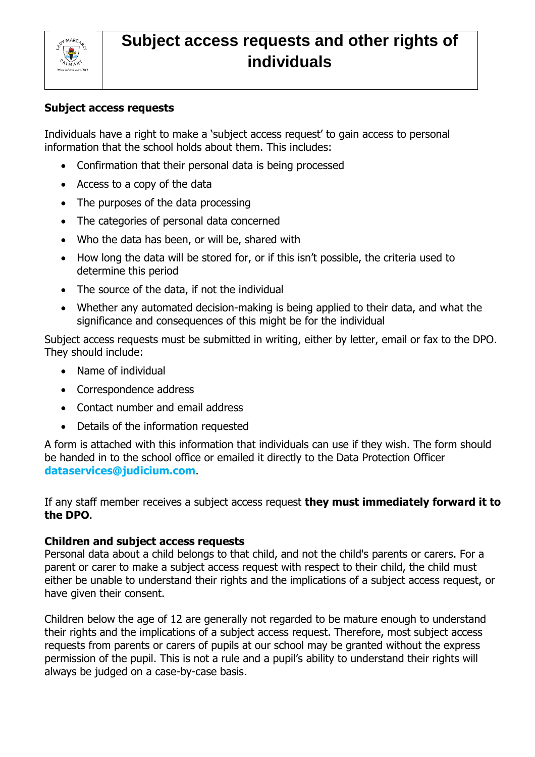# Subject access requests and other rights of individuals

**Subject access requests**

Individuals have a right to make a 'subject access request' to gain access to personal information that the school holds about them. This includes:

- Confirmation that their personal data is being processed
- Access to a copy of the data
- The purposes of the data processing
- The categories of personal data concerned
- Who the data has been, or will be, shared with
- How long the data will be stored for, or if this isn't possible, the criteria used to determine this period
- The source of the data, if not the individual
- Whether any automated decision-making is being applied to their data, and what the significance and consequences of this might be for the individual

Subject access requests must be submitted in writing, either by letter, email or fax to the DPO. They should include:

- Name of individual
- Correspondence address
- Contact number and email address
- Details of the information requested

A form is attached with this information that individuals can use if they wish. The form should be handed in to the school office or emailed it directly to the Data Protection Officer **dataservices@judicium.com**.

If any staff member receives a subject access request **they must immediately forward it to the DPO**.

**Children and subject access requests**

Personal data about a child belongs to that child, and not the child's parents or carers. For a parent or carer to make a subject access request with respect to their child, the child must either be unable to understand their rights and the implications of a subject access request, or have given their consent.

Children below the age of 12 are generally not regarded to be mature enough to understand their rights and the implications of a subject access request. Therefore, most subject access requests from parents or carers of pupils at our school may be granted without the express permission of the pupil. This is not a rule and a pupil's ability to understand their rights will always be judged on a case-by-case basis.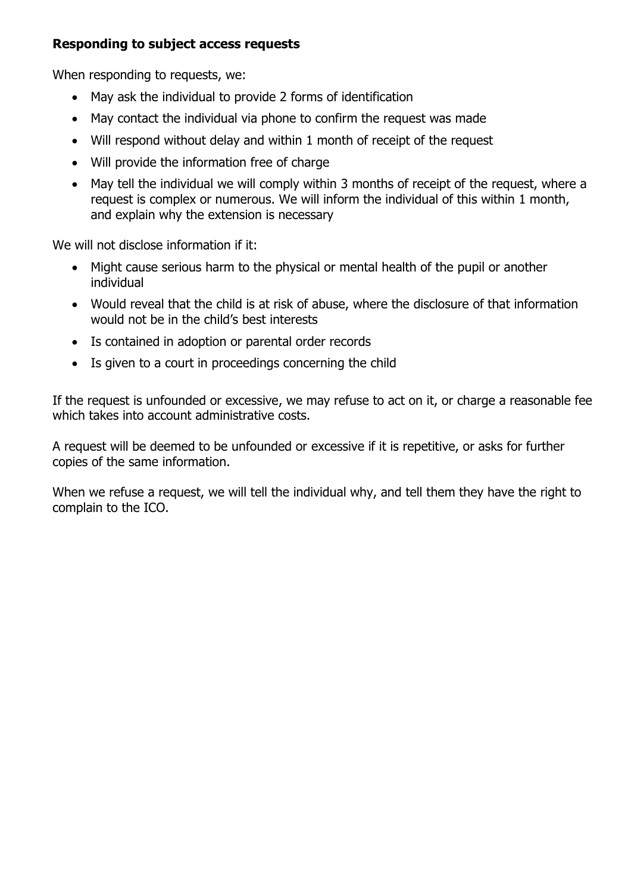**Responding to subject access requests**

When responding to requests, we:

- May ask the individual to provide 2 forms of identification
- May contact the individual via phone to confirm the request was made
- Will respond without delay and within 1 month of receipt of the request
- Will provide the information free of charge
- May tell the individual we will comply within 3 months of receipt of the request, where a request is complex or numerous. We will inform the individual of this within 1 month, and explain why the extension is necessary

We will not disclose information if it:

- Might cause serious harm to the physical or mental health of the pupil or another individual
- Would reveal that the child is at risk of abuse, where the disclosure of that information would not be in the child's best interests
- Is contained in adoption or parental order records
- Is given to a court in proceedings concerning the child

If the request is unfounded or excessive, we may refuse to act on it, or charge a reasonable fee which takes into account administrative costs.

A request will be deemed to be unfounded or excessive if it is repetitive, or asks for further copies of the same information.

When we refuse a request, we will tell the individual why, and tell them they have the right to complain to the ICO.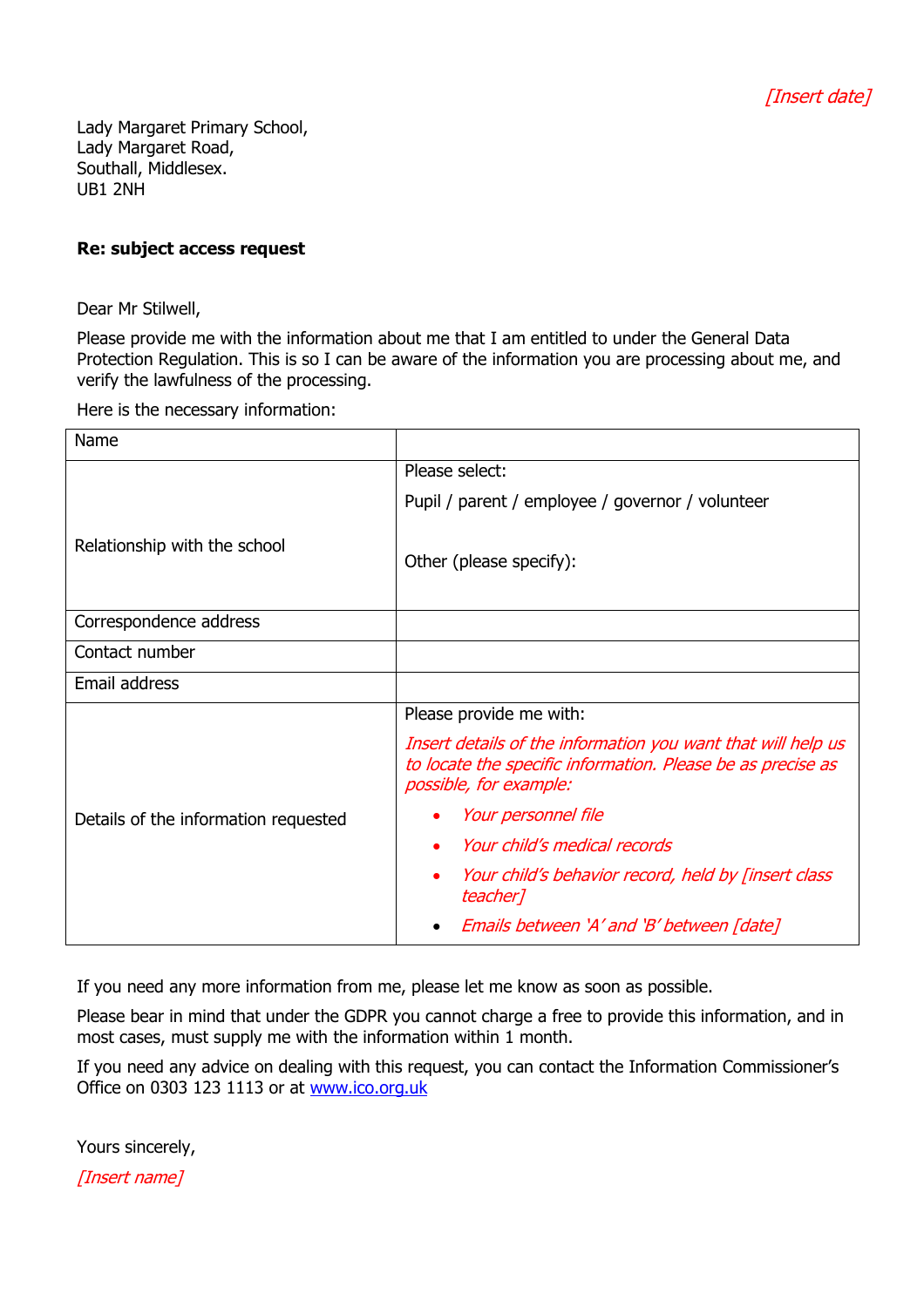*[Insert date]*

Lady Margaret Primary School,
Lady Margaret Road,
Southall, Middlesex.
UB1 2NH

**Re: subject access request**

Dear Mr Stilwell,

Please provide me with the information about me that I am entitled to under the General Data Protection Regulation. This is so I can be aware of the information you are processing about me, and verify the lawfulness of the processing.

Here is the necessary information:

| | |
|---|---|
| Name | |
| Relationship with the school | Please select:<br><br>Pupil / parent / employee / governor / volunteer<br><br>Other (please specify): |
| Correspondence address | |
| Contact number | |
| Email address | |
| Details of the information requested | Please provide me with:<br><br>*Insert details of the information you want that will help us to locate the specific information. Please be as precise as possible, for example:*<br><br>• *Your personnel file*<br>• *Your child's medical records*<br>• *Your child's behavior record, held by [insert class teacher]*<br>• *Emails between 'A' and 'B' between [date]* |

If you need any more information from me, please let me know as soon as possible.

Please bear in mind that under the GDPR you cannot charge a free to provide this information, and in most cases, must supply me with the information within 1 month.

If you need any advice on dealing with this request, you can contact the Information Commissioner's Office on 0303 123 1113 or at www.ico.org.uk

Yours sincerely,

*[Insert name]*